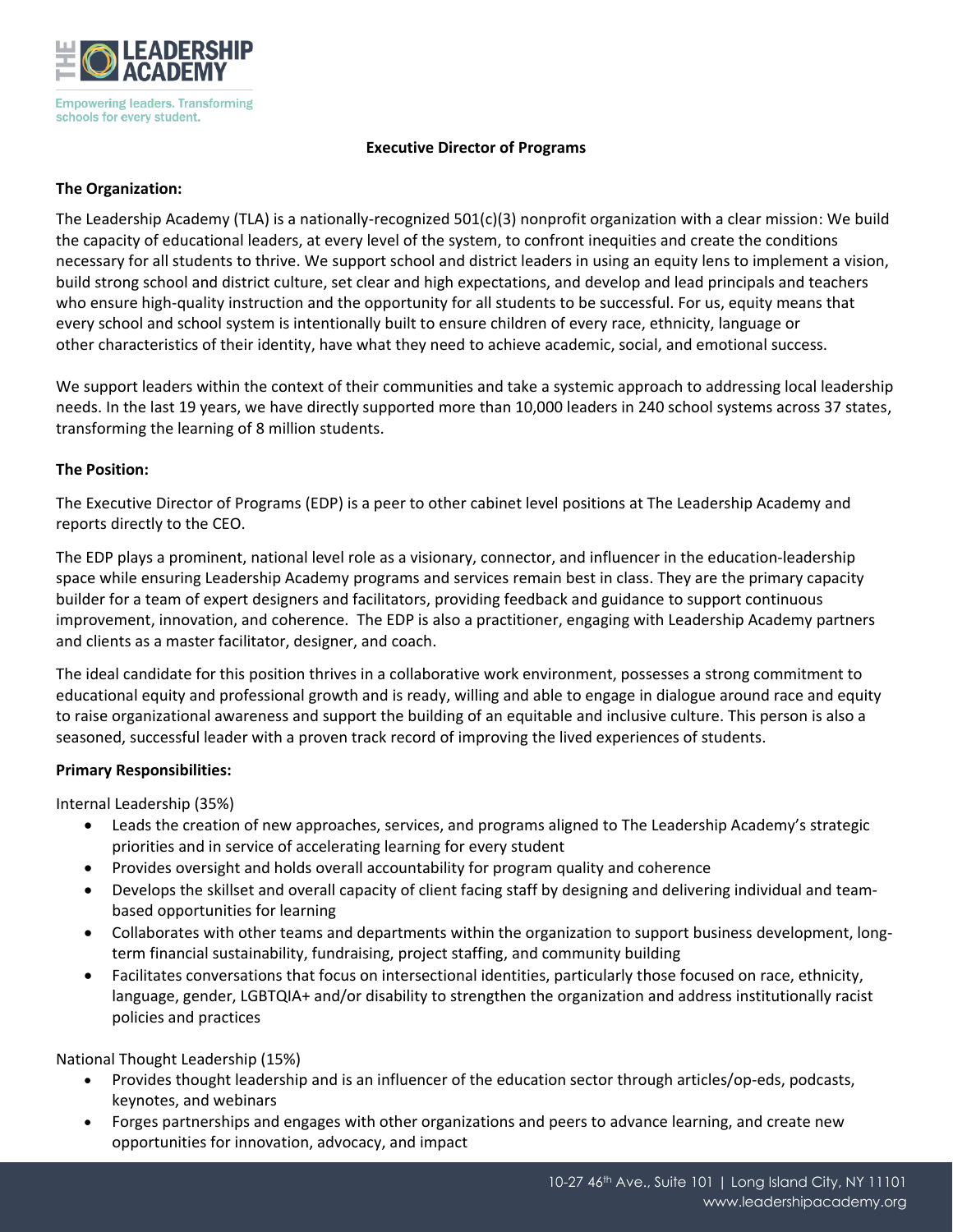# Executive Director of Programs

**The Organization:**

The Leadership Academy (TLA) is a nationally-recognized 501(c)(3) nonprofit organization with a clear mission: We build the capacity of educational leaders, at every level of the system, to confront inequities and create the conditions necessary for all students to thrive. We support school and district leaders in using an equity lens to implement a vision, build strong school and district culture, set clear and high expectations, and develop and lead principals and teachers who ensure high-quality instruction and the opportunity for all students to be successful. For us, equity means that every school and school system is intentionally built to ensure children of every race, ethnicity, language or other characteristics of their identity, have what they need to achieve academic, social, and emotional success.

We support leaders within the context of their communities and take a systemic approach to addressing local leadership needs. In the last 19 years, we have directly supported more than 10,000 leaders in 240 school systems across 37 states, transforming the learning of 8 million students.

**The Position:**

The Executive Director of Programs (EDP) is a peer to other cabinet level positions at The Leadership Academy and reports directly to the CEO.

The EDP plays a prominent, national level role as a visionary, connector, and influencer in the education-leadership space while ensuring Leadership Academy programs and services remain best in class. They are the primary capacity builder for a team of expert designers and facilitators, providing feedback and guidance to support continuous improvement, innovation, and coherence. The EDP is also a practitioner, engaging with Leadership Academy partners and clients as a master facilitator, designer, and coach.

The ideal candidate for this position thrives in a collaborative work environment, possesses a strong commitment to educational equity and professional growth and is ready, willing and able to engage in dialogue around race and equity to raise organizational awareness and support the building of an equitable and inclusive culture. This person is also a seasoned, successful leader with a proven track record of improving the lived experiences of students.

**Primary Responsibilities:**

Internal Leadership (35%)

- Leads the creation of new approaches, services, and programs aligned to The Leadership Academy's strategic priorities and in service of accelerating learning for every student
- Provides oversight and holds overall accountability for program quality and coherence
- Develops the skillset and overall capacity of client facing staff by designing and delivering individual and team-based opportunities for learning
- Collaborates with other teams and departments within the organization to support business development, long-term financial sustainability, fundraising, project staffing, and community building
- Facilitates conversations that focus on intersectional identities, particularly those focused on race, ethnicity, language, gender, LGBTQIA+ and/or disability to strengthen the organization and address institutionally racist policies and practices

National Thought Leadership (15%)

- Provides thought leadership and is an influencer of the education sector through articles/op-eds, podcasts, keynotes, and webinars
- Forges partnerships and engages with other organizations and peers to advance learning, and create new opportunities for innovation, advocacy, and impact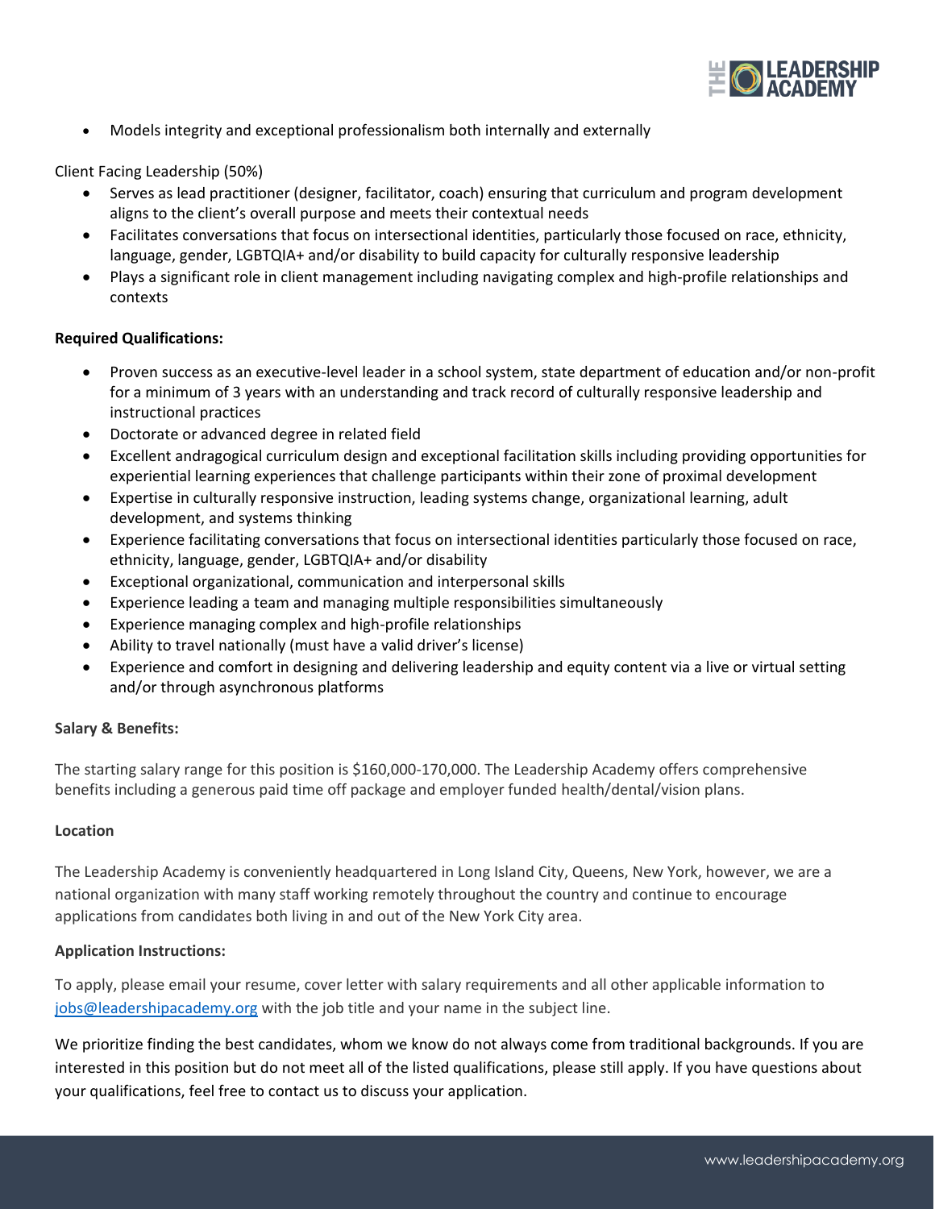- Models integrity and exceptional professionalism both internally and externally

Client Facing Leadership (50%)

- Serves as lead practitioner (designer, facilitator, coach) ensuring that curriculum and program development aligns to the client's overall purpose and meets their contextual needs
- Facilitates conversations that focus on intersectional identities, particularly those focused on race, ethnicity, language, gender, LGBTQIA+ and/or disability to build capacity for culturally responsive leadership
- Plays a significant role in client management including navigating complex and high-profile relationships and contexts

**Required Qualifications:**

- Proven success as an executive-level leader in a school system, state department of education and/or non-profit for a minimum of 3 years with an understanding and track record of culturally responsive leadership and instructional practices
- Doctorate or advanced degree in related field
- Excellent andragogical curriculum design and exceptional facilitation skills including providing opportunities for experiential learning experiences that challenge participants within their zone of proximal development
- Expertise in culturally responsive instruction, leading systems change, organizational learning, adult development, and systems thinking
- Experience facilitating conversations that focus on intersectional identities particularly those focused on race, ethnicity, language, gender, LGBTQIA+ and/or disability
- Exceptional organizational, communication and interpersonal skills
- Experience leading a team and managing multiple responsibilities simultaneously
- Experience managing complex and high-profile relationships
- Ability to travel nationally (must have a valid driver's license)
- Experience and comfort in designing and delivering leadership and equity content via a live or virtual setting and/or through asynchronous platforms

**Salary & Benefits:**

The starting salary range for this position is $160,000-170,000. The Leadership Academy offers comprehensive benefits including a generous paid time off package and employer funded health/dental/vision plans.

**Location**

The Leadership Academy is conveniently headquartered in Long Island City, Queens, New York, however, we are a national organization with many staff working remotely throughout the country and continue to encourage applications from candidates both living in and out of the New York City area.

**Application Instructions:**

To apply, please email your resume, cover letter with salary requirements and all other applicable information to jobs@leadershipacademy.org with the job title and your name in the subject line.

We prioritize finding the best candidates, whom we know do not always come from traditional backgrounds. If you are interested in this position but do not meet all of the listed qualifications, please still apply. If you have questions about your qualifications, feel free to contact us to discuss your application.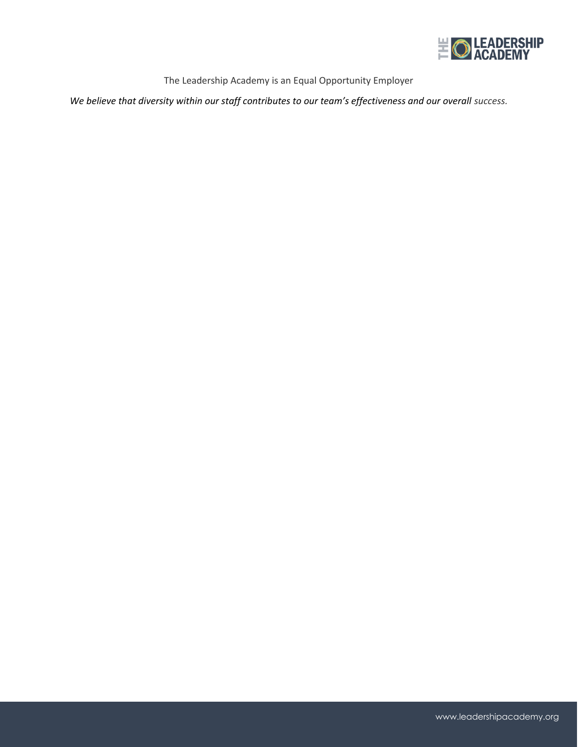The Leadership Academy is an Equal Opportunity Employer

*We believe that diversity within our staff contributes to our team's effectiveness and our overall success.*